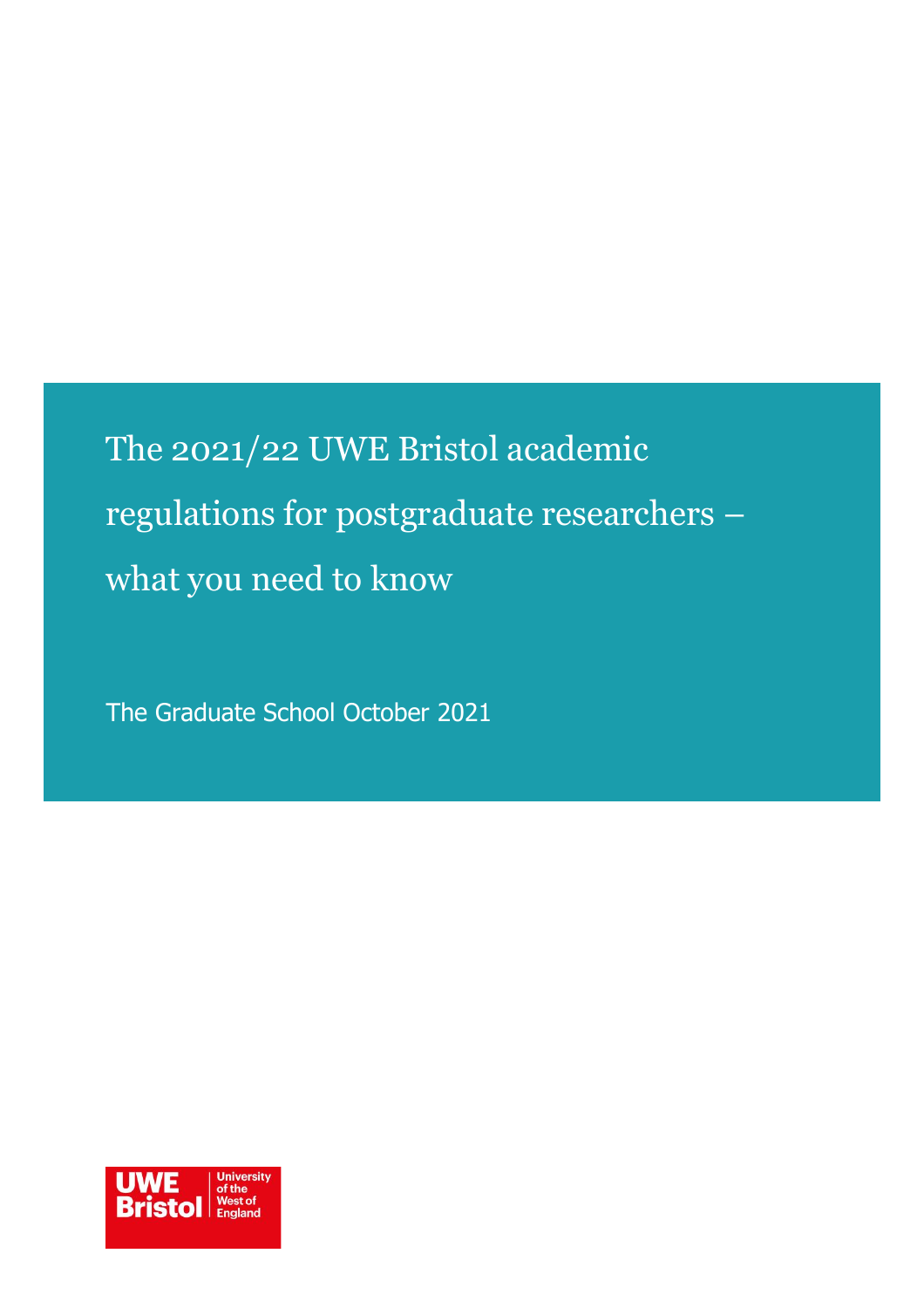# The 2021/22 UWE Bristol academic regulations for postgraduate researchers – what you need to know

The Graduate School October 2021

UWE Bristol | University of the West of England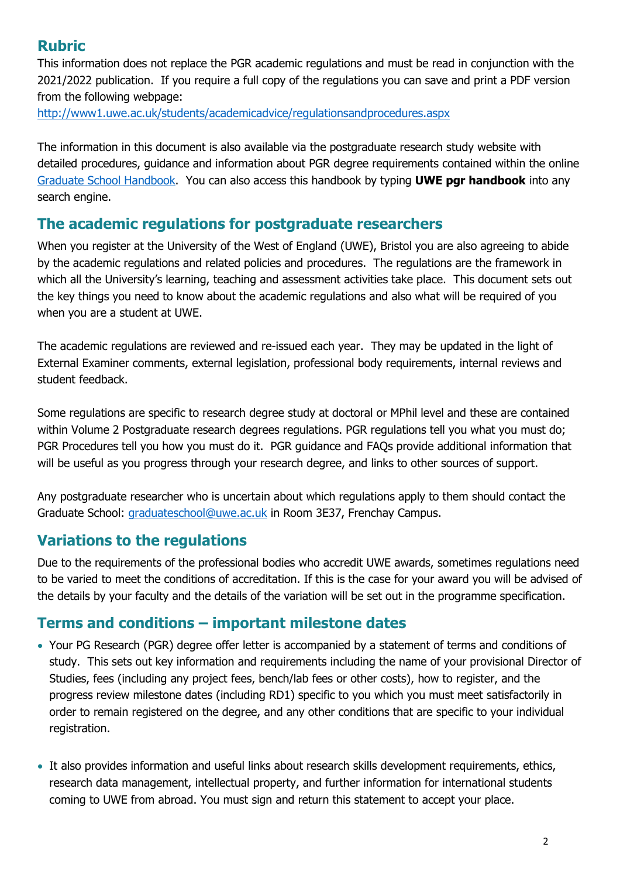## Rubric

This information does not replace the PGR academic regulations and must be read in conjunction with the 2021/2022 publication. If you require a full copy of the regulations you can save and print a PDF version from the following webpage:
http://www1.uwe.ac.uk/students/academicadvice/regulationsandprocedures.aspx

The information in this document is also available via the postgraduate research study website with detailed procedures, guidance and information about PGR degree requirements contained within the online Graduate School Handbook. You can also access this handbook by typing **UWE pgr handbook** into any search engine.

## The academic regulations for postgraduate researchers

When you register at the University of the West of England (UWE), Bristol you are also agreeing to abide by the academic regulations and related policies and procedures. The regulations are the framework in which all the University's learning, teaching and assessment activities take place. This document sets out the key things you need to know about the academic regulations and also what will be required of you when you are a student at UWE.

The academic regulations are reviewed and re-issued each year. They may be updated in the light of External Examiner comments, external legislation, professional body requirements, internal reviews and student feedback.

Some regulations are specific to research degree study at doctoral or MPhil level and these are contained within Volume 2 Postgraduate research degrees regulations. PGR regulations tell you what you must do; PGR Procedures tell you how you must do it. PGR guidance and FAQs provide additional information that will be useful as you progress through your research degree, and links to other sources of support.

Any postgraduate researcher who is uncertain about which regulations apply to them should contact the Graduate School: graduateschool@uwe.ac.uk in Room 3E37, Frenchay Campus.

## Variations to the regulations

Due to the requirements of the professional bodies who accredit UWE awards, sometimes regulations need to be varied to meet the conditions of accreditation. If this is the case for your award you will be advised of the details by your faculty and the details of the variation will be set out in the programme specification.

## Terms and conditions – important milestone dates

- Your PG Research (PGR) degree offer letter is accompanied by a statement of terms and conditions of study. This sets out key information and requirements including the name of your provisional Director of Studies, fees (including any project fees, bench/lab fees or other costs), how to register, and the progress review milestone dates (including RD1) specific to you which you must meet satisfactorily in order to remain registered on the degree, and any other conditions that are specific to your individual registration.

- It also provides information and useful links about research skills development requirements, ethics, research data management, intellectual property, and further information for international students coming to UWE from abroad. You must sign and return this statement to accept your place.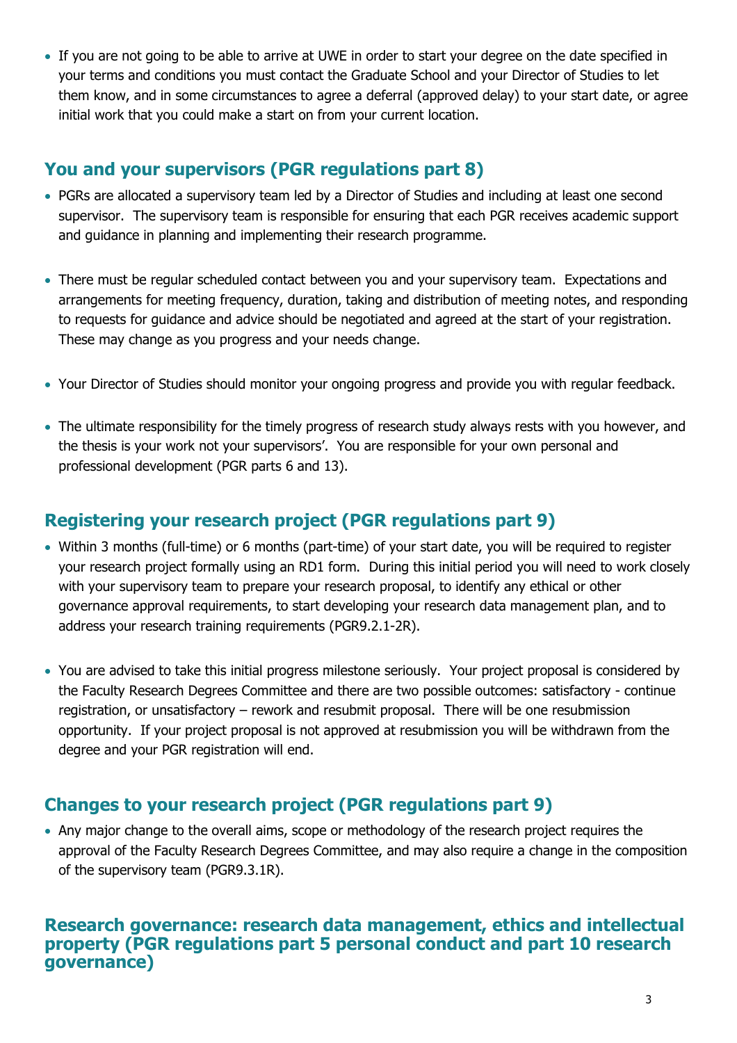- If you are not going to be able to arrive at UWE in order to start your degree on the date specified in your terms and conditions you must contact the Graduate School and your Director of Studies to let them know, and in some circumstances to agree a deferral (approved delay) to your start date, or agree initial work that you could make a start on from your current location.

## You and your supervisors (PGR regulations part 8)

- PGRs are allocated a supervisory team led by a Director of Studies and including at least one second supervisor. The supervisory team is responsible for ensuring that each PGR receives academic support and guidance in planning and implementing their research programme.
- There must be regular scheduled contact between you and your supervisory team. Expectations and arrangements for meeting frequency, duration, taking and distribution of meeting notes, and responding to requests for guidance and advice should be negotiated and agreed at the start of your registration. These may change as you progress and your needs change.
- Your Director of Studies should monitor your ongoing progress and provide you with regular feedback.
- The ultimate responsibility for the timely progress of research study always rests with you however, and the thesis is your work not your supervisors'. You are responsible for your own personal and professional development (PGR parts 6 and 13).

## Registering your research project (PGR regulations part 9)

- Within 3 months (full-time) or 6 months (part-time) of your start date, you will be required to register your research project formally using an RD1 form. During this initial period you will need to work closely with your supervisory team to prepare your research proposal, to identify any ethical or other governance approval requirements, to start developing your research data management plan, and to address your research training requirements (PGR9.2.1-2R).
- You are advised to take this initial progress milestone seriously. Your project proposal is considered by the Faculty Research Degrees Committee and there are two possible outcomes: satisfactory - continue registration, or unsatisfactory – rework and resubmit proposal. There will be one resubmission opportunity. If your project proposal is not approved at resubmission you will be withdrawn from the degree and your PGR registration will end.

## Changes to your research project (PGR regulations part 9)

- Any major change to the overall aims, scope or methodology of the research project requires the approval of the Faculty Research Degrees Committee, and may also require a change in the composition of the supervisory team (PGR9.3.1R).

## Research governance: research data management, ethics and intellectual property (PGR regulations part 5 personal conduct and part 10 research governance)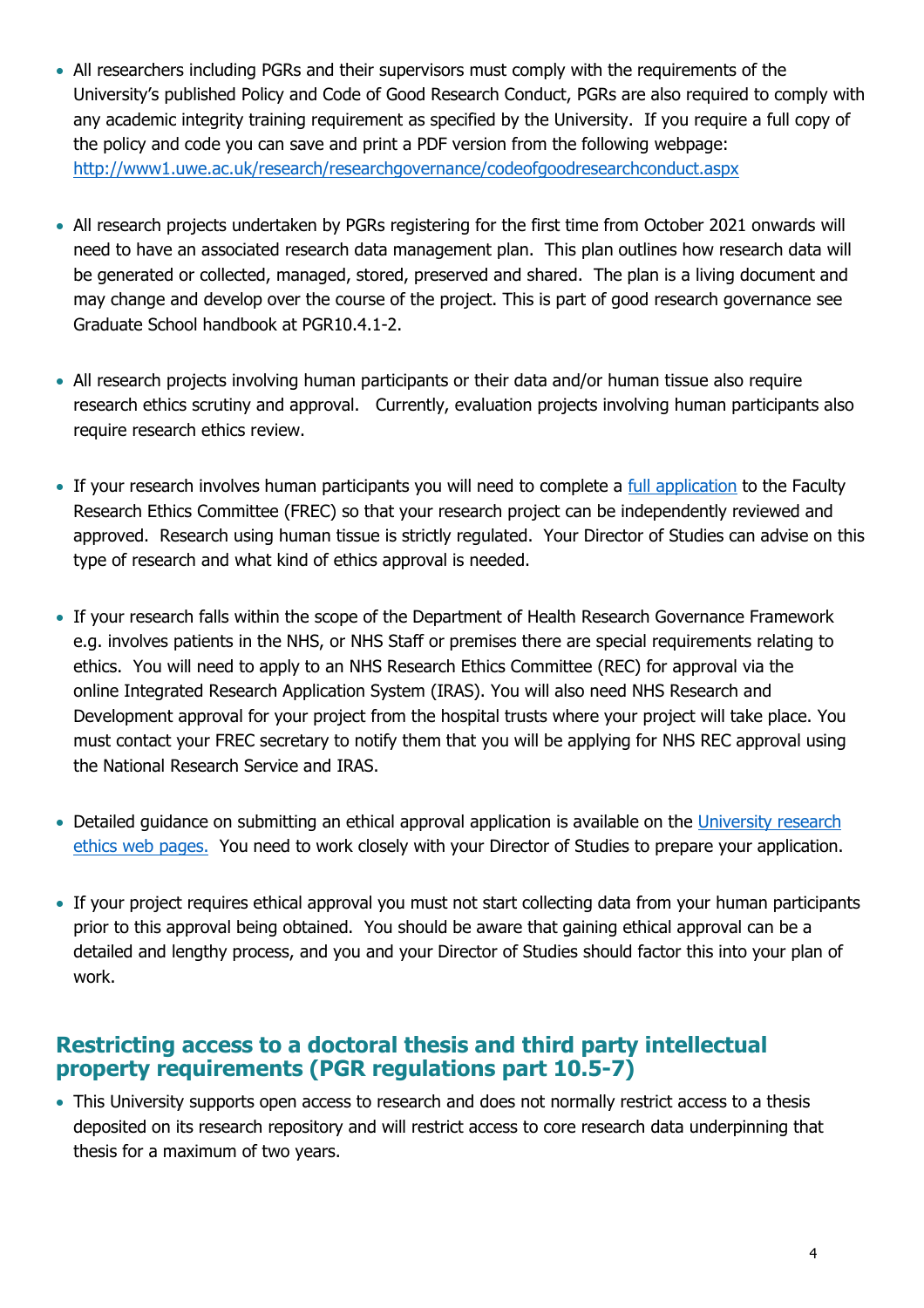- All researchers including PGRs and their supervisors must comply with the requirements of the University's published Policy and Code of Good Research Conduct, PGRs are also required to comply with any academic integrity training requirement as specified by the University. If you require a full copy of the policy and code you can save and print a PDF version from the following webpage: [http://www1.uwe.ac.uk/research/researchgovernance/codeofgoodresearchconduct.aspx](http://www1.uwe.ac.uk/research/researchgovernance/codeofgoodresearchconduct.aspx)

- All research projects undertaken by PGRs registering for the first time from October 2021 onwards will need to have an associated research data management plan. This plan outlines how research data will be generated or collected, managed, stored, preserved and shared. The plan is a living document and may change and develop over the course of the project. This is part of good research governance see Graduate School handbook at PGR10.4.1-2.

- All research projects involving human participants or their data and/or human tissue also require research ethics scrutiny and approval. Currently, evaluation projects involving human participants also require research ethics review.

- If your research involves human participants you will need to complete a full application to the Faculty Research Ethics Committee (FREC) so that your research project can be independently reviewed and approved. Research using human tissue is strictly regulated. Your Director of Studies can advise on this type of research and what kind of ethics approval is needed.

- If your research falls within the scope of the Department of Health Research Governance Framework e.g. involves patients in the NHS, or NHS Staff or premises there are special requirements relating to ethics. You will need to apply to an NHS Research Ethics Committee (REC) for approval via the online Integrated Research Application System (IRAS). You will also need NHS Research and Development approval for your project from the hospital trusts where your project will take place. You must contact your FREC secretary to notify them that you will be applying for NHS REC approval using the National Research Service and IRAS.

- Detailed guidance on submitting an ethical approval application is available on the University research ethics web pages. You need to work closely with your Director of Studies to prepare your application.

- If your project requires ethical approval you must not start collecting data from your human participants prior to this approval being obtained. You should be aware that gaining ethical approval can be a detailed and lengthy process, and you and your Director of Studies should factor this into your plan of work.

## Restricting access to a doctoral thesis and third party intellectual property requirements (PGR regulations part 10.5-7)

- This University supports open access to research and does not normally restrict access to a thesis deposited on its research repository and will restrict access to core research data underpinning that thesis for a maximum of two years.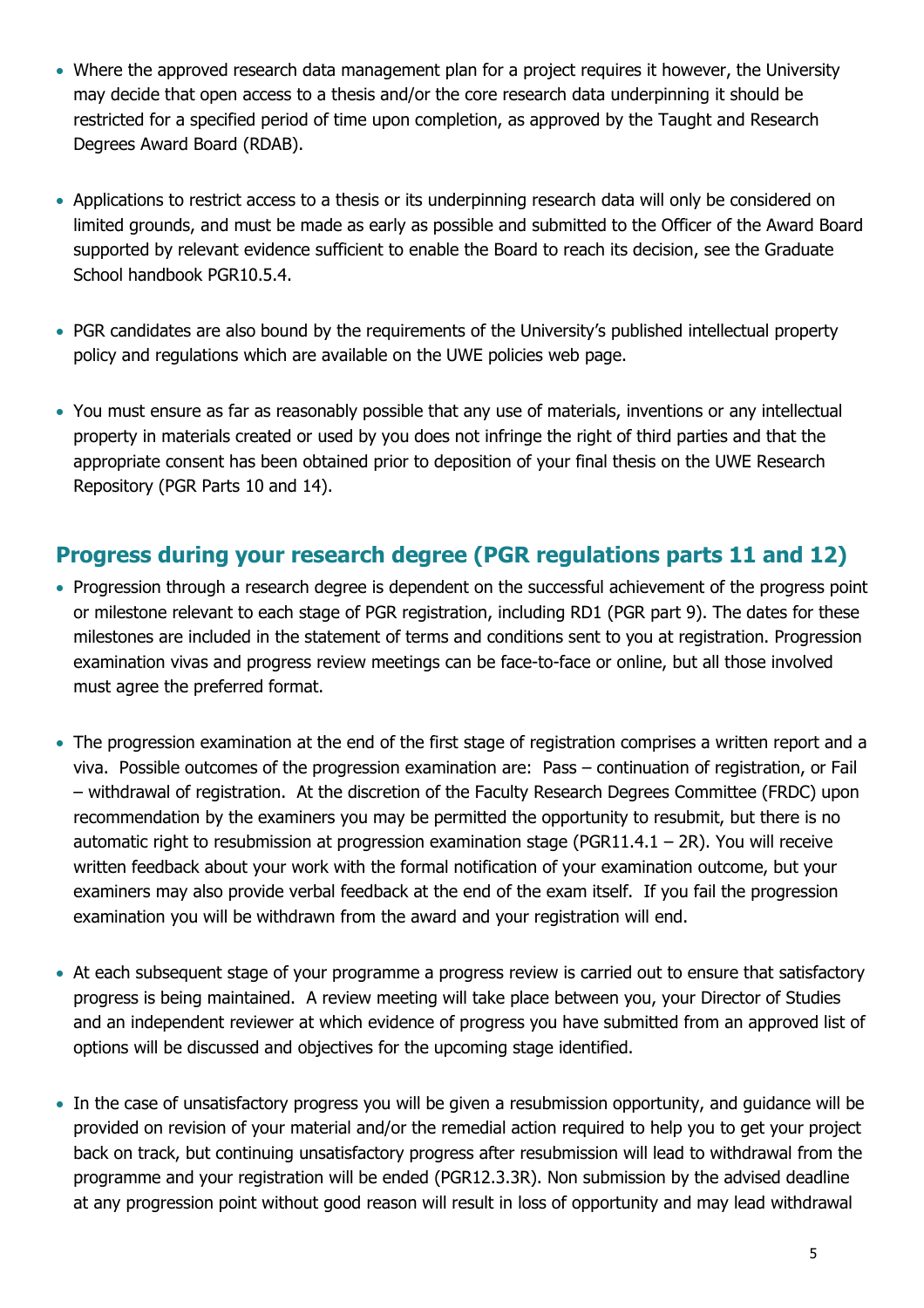- Where the approved research data management plan for a project requires it however, the University may decide that open access to a thesis and/or the core research data underpinning it should be restricted for a specified period of time upon completion, as approved by the Taught and Research Degrees Award Board (RDAB).

- Applications to restrict access to a thesis or its underpinning research data will only be considered on limited grounds, and must be made as early as possible and submitted to the Officer of the Award Board supported by relevant evidence sufficient to enable the Board to reach its decision, see the Graduate School handbook PGR10.5.4.

- PGR candidates are also bound by the requirements of the University's published intellectual property policy and regulations which are available on the UWE policies web page.

- You must ensure as far as reasonably possible that any use of materials, inventions or any intellectual property in materials created or used by you does not infringe the right of third parties and that the appropriate consent has been obtained prior to deposition of your final thesis on the UWE Research Repository (PGR Parts 10 and 14).

## Progress during your research degree (PGR regulations parts 11 and 12)

- Progression through a research degree is dependent on the successful achievement of the progress point or milestone relevant to each stage of PGR registration, including RD1 (PGR part 9). The dates for these milestones are included in the statement of terms and conditions sent to you at registration. Progression examination vivas and progress review meetings can be face-to-face or online, but all those involved must agree the preferred format.

- The progression examination at the end of the first stage of registration comprises a written report and a viva. Possible outcomes of the progression examination are: Pass – continuation of registration, or Fail – withdrawal of registration. At the discretion of the Faculty Research Degrees Committee (FRDC) upon recommendation by the examiners you may be permitted the opportunity to resubmit, but there is no automatic right to resubmission at progression examination stage (PGR11.4.1 – 2R). You will receive written feedback about your work with the formal notification of your examination outcome, but your examiners may also provide verbal feedback at the end of the exam itself. If you fail the progression examination you will be withdrawn from the award and your registration will end.

- At each subsequent stage of your programme a progress review is carried out to ensure that satisfactory progress is being maintained. A review meeting will take place between you, your Director of Studies and an independent reviewer at which evidence of progress you have submitted from an approved list of options will be discussed and objectives for the upcoming stage identified.

- In the case of unsatisfactory progress you will be given a resubmission opportunity, and guidance will be provided on revision of your material and/or the remedial action required to help you to get your project back on track, but continuing unsatisfactory progress after resubmission will lead to withdrawal from the programme and your registration will be ended (PGR12.3.3R). Non submission by the advised deadline at any progression point without good reason will result in loss of opportunity and may lead withdrawal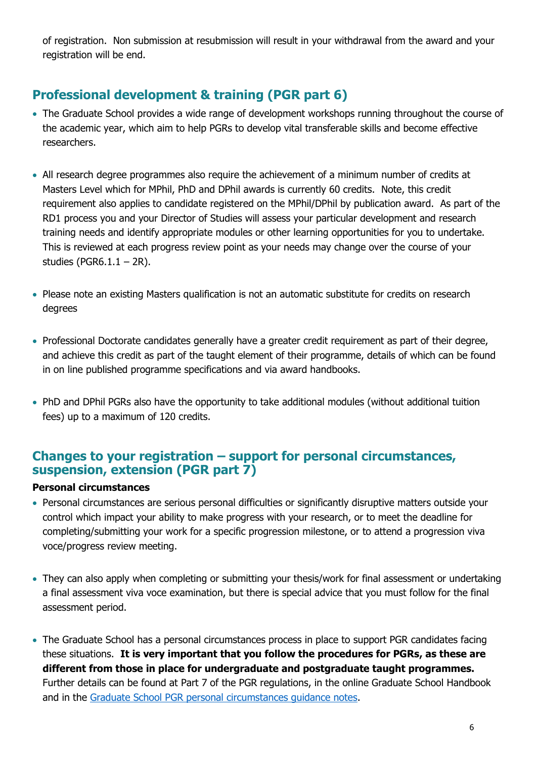of registration. Non submission at resubmission will result in your withdrawal from the award and your registration will be end.

## Professional development & training (PGR part 6)

- The Graduate School provides a wide range of development workshops running throughout the course of the academic year, which aim to help PGRs to develop vital transferable skills and become effective researchers.
- All research degree programmes also require the achievement of a minimum number of credits at Masters Level which for MPhil, PhD and DPhil awards is currently 60 credits. Note, this credit requirement also applies to candidate registered on the MPhil/DPhil by publication award. As part of the RD1 process you and your Director of Studies will assess your particular development and research training needs and identify appropriate modules or other learning opportunities for you to undertake. This is reviewed at each progress review point as your needs may change over the course of your studies (PGR6.1.1 – 2R).
- Please note an existing Masters qualification is not an automatic substitute for credits on research degrees
- Professional Doctorate candidates generally have a greater credit requirement as part of their degree, and achieve this credit as part of the taught element of their programme, details of which can be found in on line published programme specifications and via award handbooks.
- PhD and DPhil PGRs also have the opportunity to take additional modules (without additional tuition fees) up to a maximum of 120 credits.

## Changes to your registration – support for personal circumstances, suspension, extension (PGR part 7)

### Personal circumstances

- Personal circumstances are serious personal difficulties or significantly disruptive matters outside your control which impact your ability to make progress with your research, or to meet the deadline for completing/submitting your work for a specific progression milestone, or to attend a progression viva voce/progress review meeting.
- They can also apply when completing or submitting your thesis/work for final assessment or undertaking a final assessment viva voce examination, but there is special advice that you must follow for the final assessment period.
- The Graduate School has a personal circumstances process in place to support PGR candidates facing these situations. **It is very important that you follow the procedures for PGRs, as these are different from those in place for undergraduate and postgraduate taught programmes.** Further details can be found at Part 7 of the PGR regulations, in the online Graduate School Handbook and in the Graduate School PGR personal circumstances guidance notes.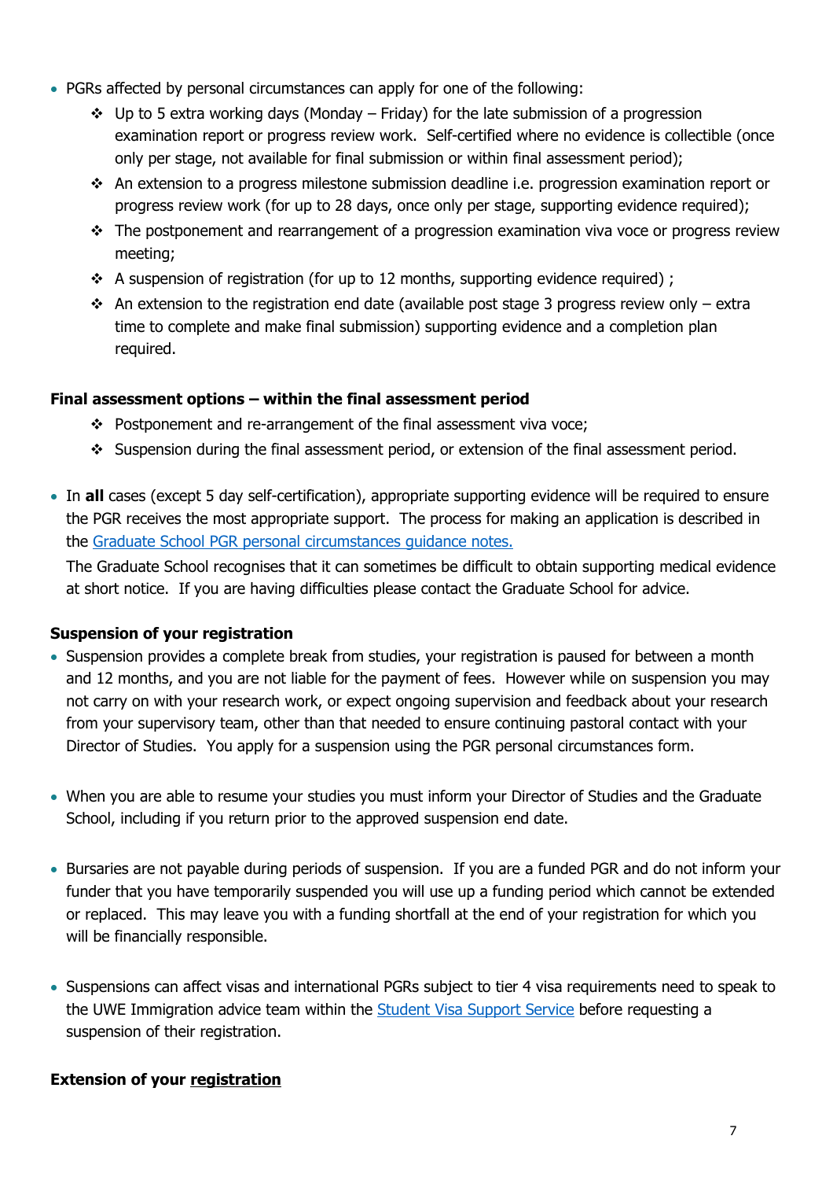- PGRs affected by personal circumstances can apply for one of the following:
  - Up to 5 extra working days (Monday – Friday) for the late submission of a progression examination report or progress review work. Self-certified where no evidence is collectible (once only per stage, not available for final submission or within final assessment period);
  - An extension to a progress milestone submission deadline i.e. progression examination report or progress review work (for up to 28 days, once only per stage, supporting evidence required);
  - The postponement and rearrangement of a progression examination viva voce or progress review meeting;
  - A suspension of registration (for up to 12 months, supporting evidence required) ;
  - An extension to the registration end date (available post stage 3 progress review only – extra time to complete and make final submission) supporting evidence and a completion plan required.

**Final assessment options – within the final assessment period**

- Postponement and re-arrangement of the final assessment viva voce;
- Suspension during the final assessment period, or extension of the final assessment period.

- In **all** cases (except 5 day self-certification), appropriate supporting evidence will be required to ensure the PGR receives the most appropriate support. The process for making an application is described in the Graduate School PGR personal circumstances guidance notes.

  The Graduate School recognises that it can sometimes be difficult to obtain supporting medical evidence at short notice. If you are having difficulties please contact the Graduate School for advice.

**Suspension of your registration**

- Suspension provides a complete break from studies, your registration is paused for between a month and 12 months, and you are not liable for the payment of fees. However while on suspension you may not carry on with your research work, or expect ongoing supervision and feedback about your research from your supervisory team, other than that needed to ensure continuing pastoral contact with your Director of Studies. You apply for a suspension using the PGR personal circumstances form.

- When you are able to resume your studies you must inform your Director of Studies and the Graduate School, including if you return prior to the approved suspension end date.

- Bursaries are not payable during periods of suspension. If you are a funded PGR and do not inform your funder that you have temporarily suspended you will use up a funding period which cannot be extended or replaced. This may leave you with a funding shortfall at the end of your registration for which you will be financially responsible.

- Suspensions can affect visas and international PGRs subject to tier 4 visa requirements need to speak to the UWE Immigration advice team within the Student Visa Support Service before requesting a suspension of their registration.

**Extension of your registration**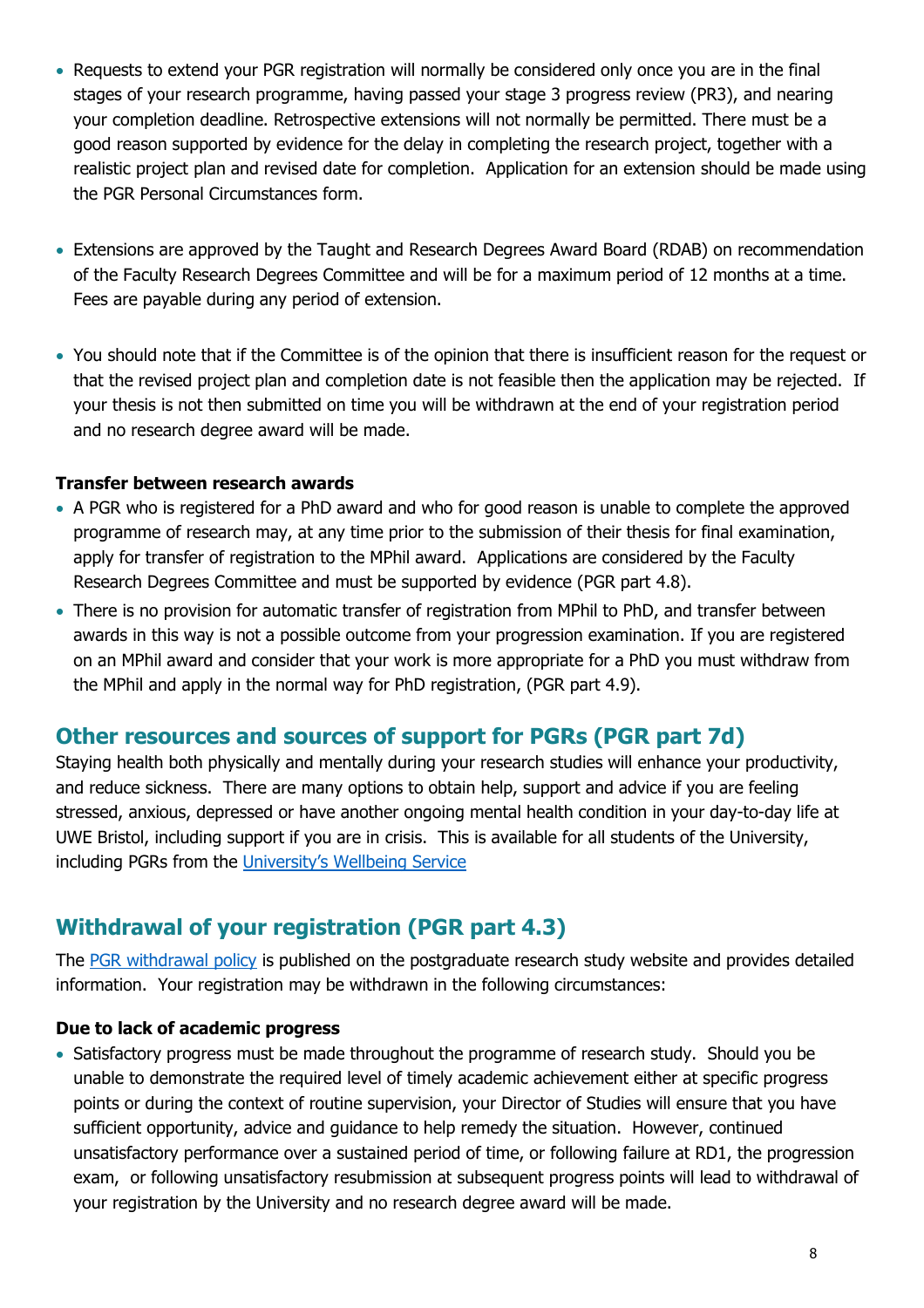- Requests to extend your PGR registration will normally be considered only once you are in the final stages of your research programme, having passed your stage 3 progress review (PR3), and nearing your completion deadline. Retrospective extensions will not normally be permitted. There must be a good reason supported by evidence for the delay in completing the research project, together with a realistic project plan and revised date for completion. Application for an extension should be made using the PGR Personal Circumstances form.

- Extensions are approved by the Taught and Research Degrees Award Board (RDAB) on recommendation of the Faculty Research Degrees Committee and will be for a maximum period of 12 months at a time. Fees are payable during any period of extension.

- You should note that if the Committee is of the opinion that there is insufficient reason for the request or that the revised project plan and completion date is not feasible then the application may be rejected. If your thesis is not then submitted on time you will be withdrawn at the end of your registration period and no research degree award will be made.

**Transfer between research awards**

- A PGR who is registered for a PhD award and who for good reason is unable to complete the approved programme of research may, at any time prior to the submission of their thesis for final examination, apply for transfer of registration to the MPhil award. Applications are considered by the Faculty Research Degrees Committee and must be supported by evidence (PGR part 4.8).
- There is no provision for automatic transfer of registration from MPhil to PhD, and transfer between awards in this way is not a possible outcome from your progression examination. If you are registered on an MPhil award and consider that your work is more appropriate for a PhD you must withdraw from the MPhil and apply in the normal way for PhD registration, (PGR part 4.9).

## Other resources and sources of support for PGRs (PGR part 7d)

Staying health both physically and mentally during your research studies will enhance your productivity, and reduce sickness. There are many options to obtain help, support and advice if you are feeling stressed, anxious, depressed or have another ongoing mental health condition in your day-to-day life at UWE Bristol, including support if you are in crisis. This is available for all students of the University, including PGRs from the University's Wellbeing Service

## Withdrawal of your registration (PGR part 4.3)

The PGR withdrawal policy is published on the postgraduate research study website and provides detailed information. Your registration may be withdrawn in the following circumstances:

**Due to lack of academic progress**

- Satisfactory progress must be made throughout the programme of research study. Should you be unable to demonstrate the required level of timely academic achievement either at specific progress points or during the context of routine supervision, your Director of Studies will ensure that you have sufficient opportunity, advice and guidance to help remedy the situation. However, continued unsatisfactory performance over a sustained period of time, or following failure at RD1, the progression exam, or following unsatisfactory resubmission at subsequent progress points will lead to withdrawal of your registration by the University and no research degree award will be made.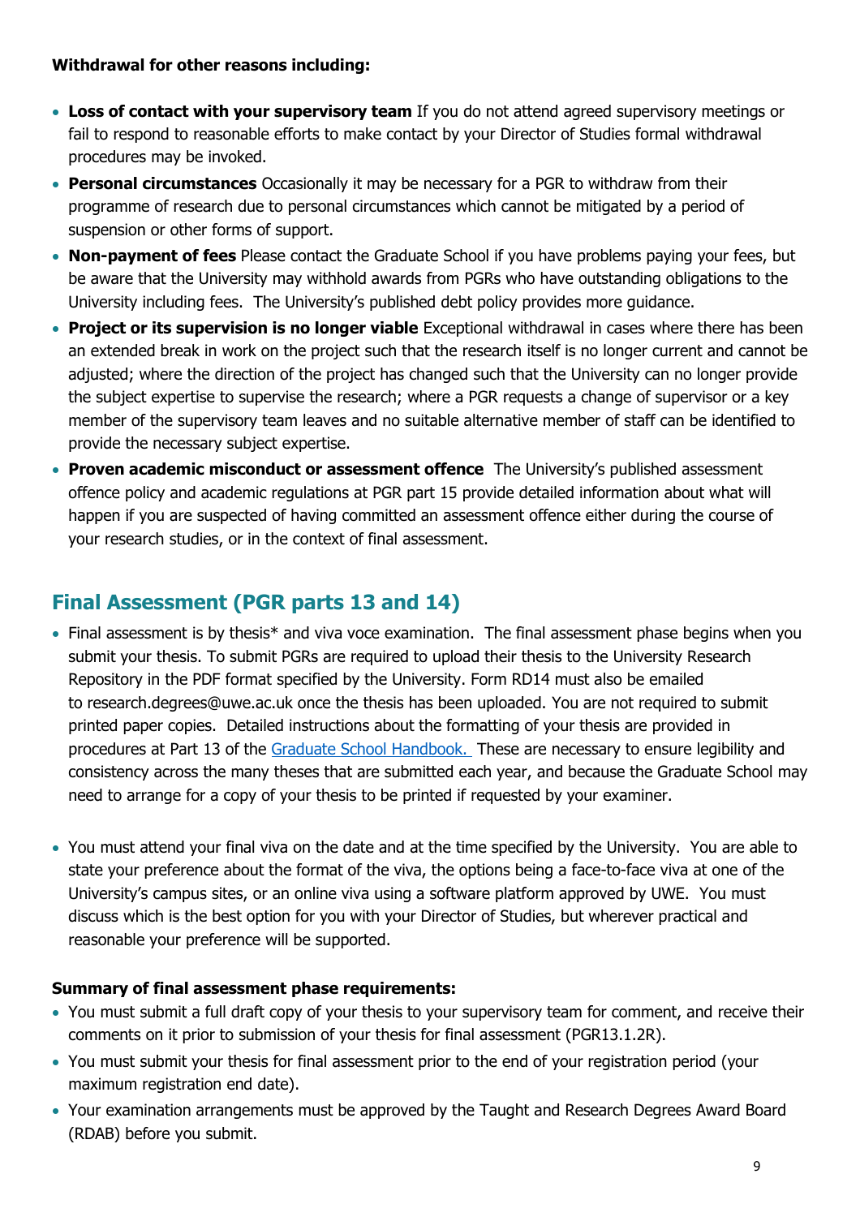**Withdrawal for other reasons including:**

- **Loss of contact with your supervisory team** If you do not attend agreed supervisory meetings or fail to respond to reasonable efforts to make contact by your Director of Studies formal withdrawal procedures may be invoked.
- **Personal circumstances** Occasionally it may be necessary for a PGR to withdraw from their programme of research due to personal circumstances which cannot be mitigated by a period of suspension or other forms of support.
- **Non-payment of fees** Please contact the Graduate School if you have problems paying your fees, but be aware that the University may withhold awards from PGRs who have outstanding obligations to the University including fees. The University's published debt policy provides more guidance.
- **Project or its supervision is no longer viable** Exceptional withdrawal in cases where there has been an extended break in work on the project such that the research itself is no longer current and cannot be adjusted; where the direction of the project has changed such that the University can no longer provide the subject expertise to supervise the research; where a PGR requests a change of supervisor or a key member of the supervisory team leaves and no suitable alternative member of staff can be identified to provide the necessary subject expertise.
- **Proven academic misconduct or assessment offence** The University's published assessment offence policy and academic regulations at PGR part 15 provide detailed information about what will happen if you are suspected of having committed an assessment offence either during the course of your research studies, or in the context of final assessment.

## Final Assessment (PGR parts 13 and 14)

- Final assessment is by thesis* and viva voce examination. The final assessment phase begins when you submit your thesis. To submit PGRs are required to upload their thesis to the University Research Repository in the PDF format specified by the University. Form RD14 must also be emailed to research.degrees@uwe.ac.uk once the thesis has been uploaded. You are not required to submit printed paper copies. Detailed instructions about the formatting of your thesis are provided in procedures at Part 13 of the [Graduate School Handbook.](Graduate School Handbook) These are necessary to ensure legibility and consistency across the many theses that are submitted each year, and because the Graduate School may need to arrange for a copy of your thesis to be printed if requested by your examiner.

- You must attend your final viva on the date and at the time specified by the University. You are able to state your preference about the format of the viva, the options being a face-to-face viva at one of the University's campus sites, or an online viva using a software platform approved by UWE. You must discuss which is the best option for you with your Director of Studies, but wherever practical and reasonable your preference will be supported.

**Summary of final assessment phase requirements:**

- You must submit a full draft copy of your thesis to your supervisory team for comment, and receive their comments on it prior to submission of your thesis for final assessment (PGR13.1.2R).
- You must submit your thesis for final assessment prior to the end of your registration period (your maximum registration end date).
- Your examination arrangements must be approved by the Taught and Research Degrees Award Board (RDAB) before you submit.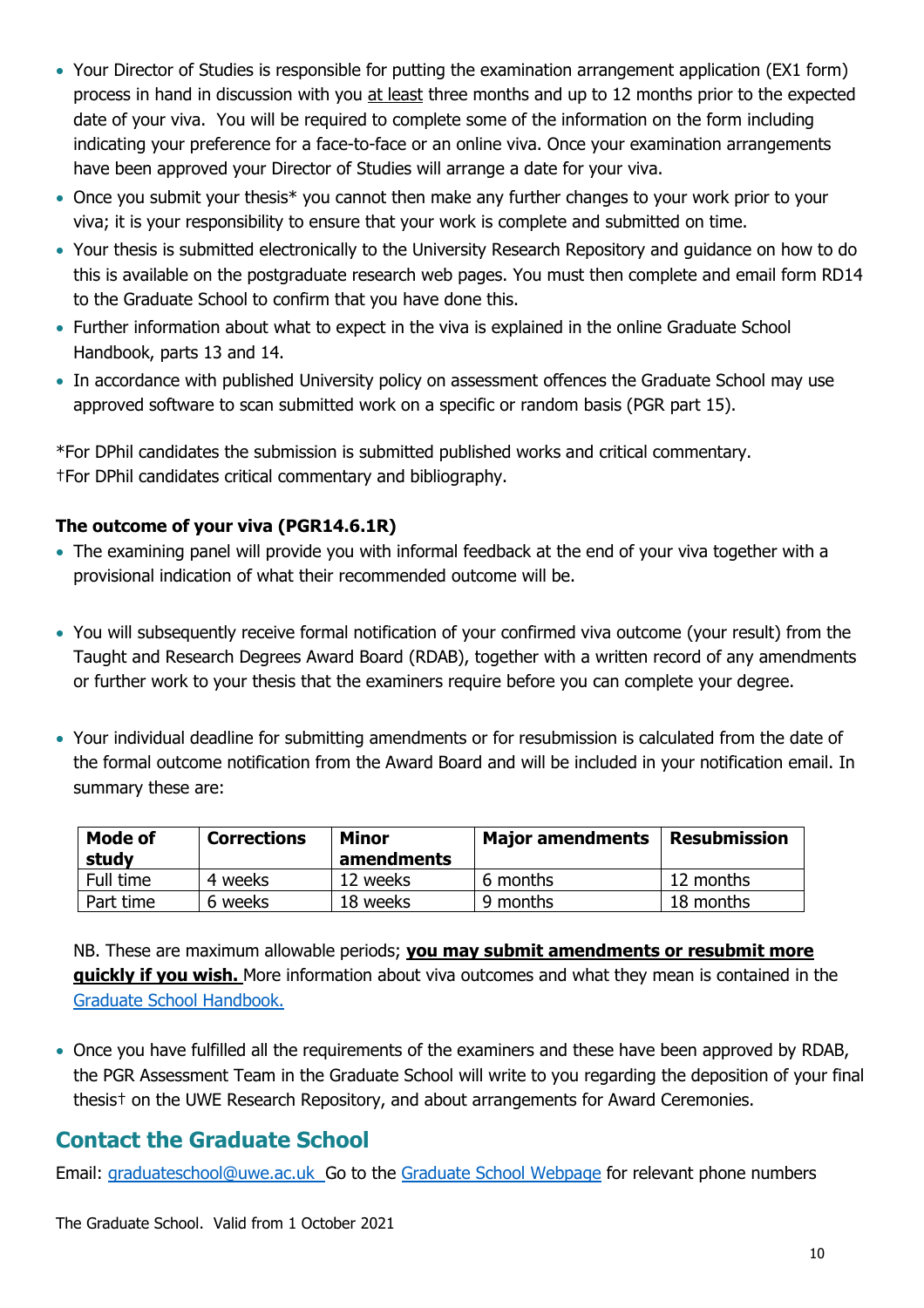- Your Director of Studies is responsible for putting the examination arrangement application (EX1 form) process in hand in discussion with you at least three months and up to 12 months prior to the expected date of your viva. You will be required to complete some of the information on the form including indicating your preference for a face-to-face or an online viva. Once your examination arrangements have been approved your Director of Studies will arrange a date for your viva.
- Once you submit your thesis* you cannot then make any further changes to your work prior to your viva; it is your responsibility to ensure that your work is complete and submitted on time.
- Your thesis is submitted electronically to the University Research Repository and guidance on how to do this is available on the postgraduate research web pages. You must then complete and email form RD14 to the Graduate School to confirm that you have done this.
- Further information about what to expect in the viva is explained in the online Graduate School Handbook, parts 13 and 14.
- In accordance with published University policy on assessment offences the Graduate School may use approved software to scan submitted work on a specific or random basis (PGR part 15).

*For DPhil candidates the submission is submitted published works and critical commentary.
†For DPhil candidates critical commentary and bibliography.

**The outcome of your viva (PGR14.6.1R)**

- The examining panel will provide you with informal feedback at the end of your viva together with a provisional indication of what their recommended outcome will be.
- You will subsequently receive formal notification of your confirmed viva outcome (your result) from the Taught and Research Degrees Award Board (RDAB), together with a written record of any amendments or further work to your thesis that the examiners require before you can complete your degree.
- Your individual deadline for submitting amendments or for resubmission is calculated from the date of the formal outcome notification from the Award Board and will be included in your notification email. In summary these are:

| Mode of study | Corrections | Minor amendments | Major amendments | Resubmission |
|---|---|---|---|---|
| Full time | 4 weeks | 12 weeks | 6 months | 12 months |
| Part time | 6 weeks | 18 weeks | 9 months | 18 months |

NB. These are maximum allowable periods; **you may submit amendments or resubmit more quickly if you wish.** More information about viva outcomes and what they mean is contained in the Graduate School Handbook.

- Once you have fulfilled all the requirements of the examiners and these have been approved by RDAB, the PGR Assessment Team in the Graduate School will write to you regarding the deposition of your final thesis† on the UWE Research Repository, and about arrangements for Award Ceremonies.

## Contact the Graduate School

Email: graduateschool@uwe.ac.uk Go to the Graduate School Webpage for relevant phone numbers

The Graduate School. Valid from 1 October 2021